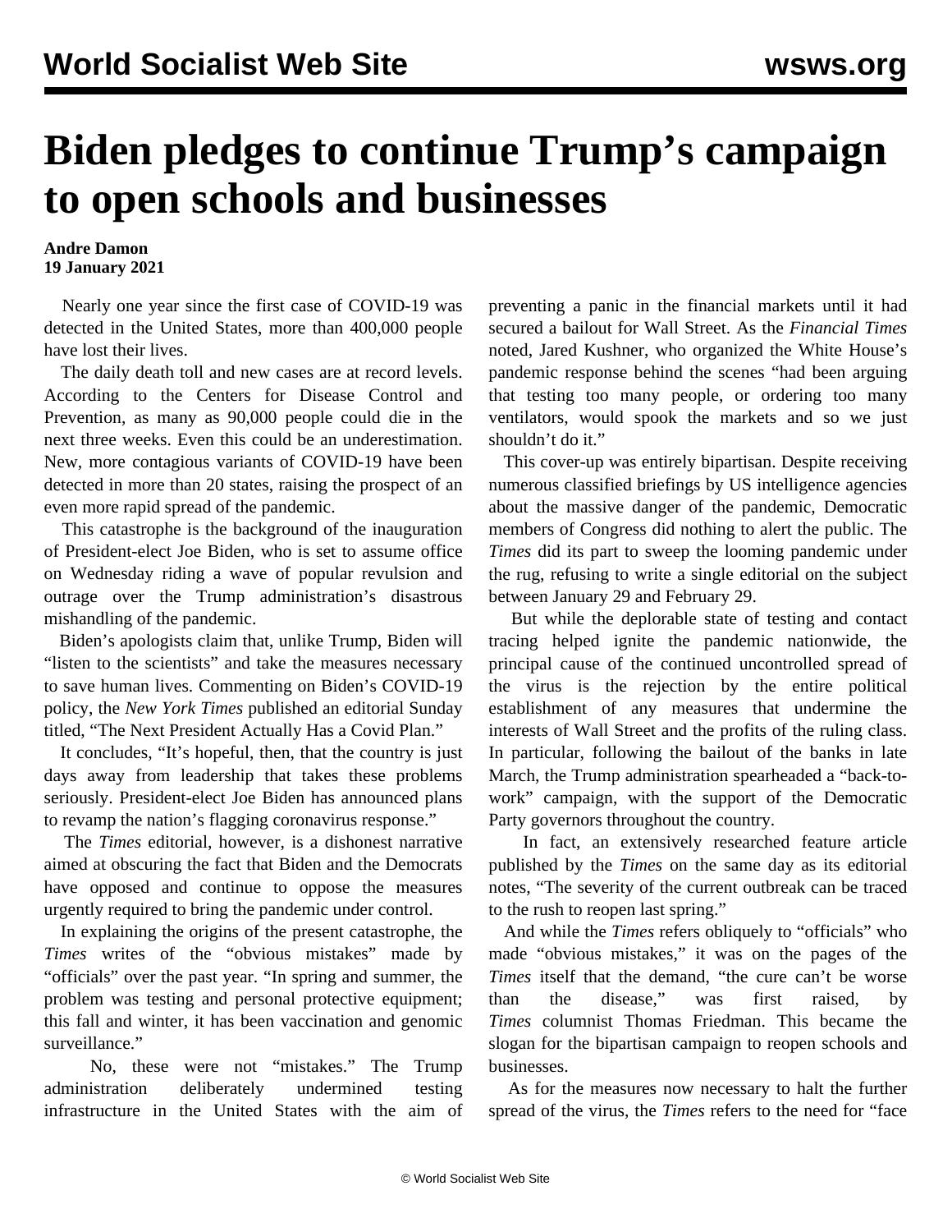# Biden pledges to continue Trump's campaign to open schools and businesses

**Andre Damon**
**19 January 2021**

Nearly one year since the first case of COVID-19 was detected in the United States, more than 400,000 people have lost their lives.

The daily death toll and new cases are at record levels. According to the Centers for Disease Control and Prevention, as many as 90,000 people could die in the next three weeks. Even this could be an underestimation. New, more contagious variants of COVID-19 have been detected in more than 20 states, raising the prospect of an even more rapid spread of the pandemic.

This catastrophe is the background of the inauguration of President-elect Joe Biden, who is set to assume office on Wednesday riding a wave of popular revulsion and outrage over the Trump administration's disastrous mishandling of the pandemic.

Biden's apologists claim that, unlike Trump, Biden will "listen to the scientists" and take the measures necessary to save human lives. Commenting on Biden's COVID-19 policy, the *New York Times* published an editorial Sunday titled, "The Next President Actually Has a Covid Plan."

It concludes, "It's hopeful, then, that the country is just days away from leadership that takes these problems seriously. President-elect Joe Biden has announced plans to revamp the nation's flagging coronavirus response."

The *Times* editorial, however, is a dishonest narrative aimed at obscuring the fact that Biden and the Democrats have opposed and continue to oppose the measures urgently required to bring the pandemic under control.

In explaining the origins of the present catastrophe, the *Times* writes of the "obvious mistakes" made by "officials" over the past year. "In spring and summer, the problem was testing and personal protective equipment; this fall and winter, it has been vaccination and genomic surveillance."

No, these were not "mistakes." The Trump administration deliberately undermined testing infrastructure in the United States with the aim of preventing a panic in the financial markets until it had secured a bailout for Wall Street. As the *Financial Times* noted, Jared Kushner, who organized the White House's pandemic response behind the scenes "had been arguing that testing too many people, or ordering too many ventilators, would spook the markets and so we just shouldn't do it."

This cover-up was entirely bipartisan. Despite receiving numerous classified briefings by US intelligence agencies about the massive danger of the pandemic, Democratic members of Congress did nothing to alert the public. The *Times* did its part to sweep the looming pandemic under the rug, refusing to write a single editorial on the subject between January 29 and February 29.

But while the deplorable state of testing and contact tracing helped ignite the pandemic nationwide, the principal cause of the continued uncontrolled spread of the virus is the rejection by the entire political establishment of any measures that undermine the interests of Wall Street and the profits of the ruling class. In particular, following the bailout of the banks in late March, the Trump administration spearheaded a "back-to-work" campaign, with the support of the Democratic Party governors throughout the country.

In fact, an extensively researched feature article published by the *Times* on the same day as its editorial notes, "The severity of the current outbreak can be traced to the rush to reopen last spring."

And while the *Times* refers obliquely to "officials" who made "obvious mistakes," it was on the pages of the *Times* itself that the demand, "the cure can't be worse than the disease," was first raised, by *Times* columnist Thomas Friedman. This became the slogan for the bipartisan campaign to reopen schools and businesses.

As for the measures now necessary to halt the further spread of the virus, the *Times* refers to the need for "face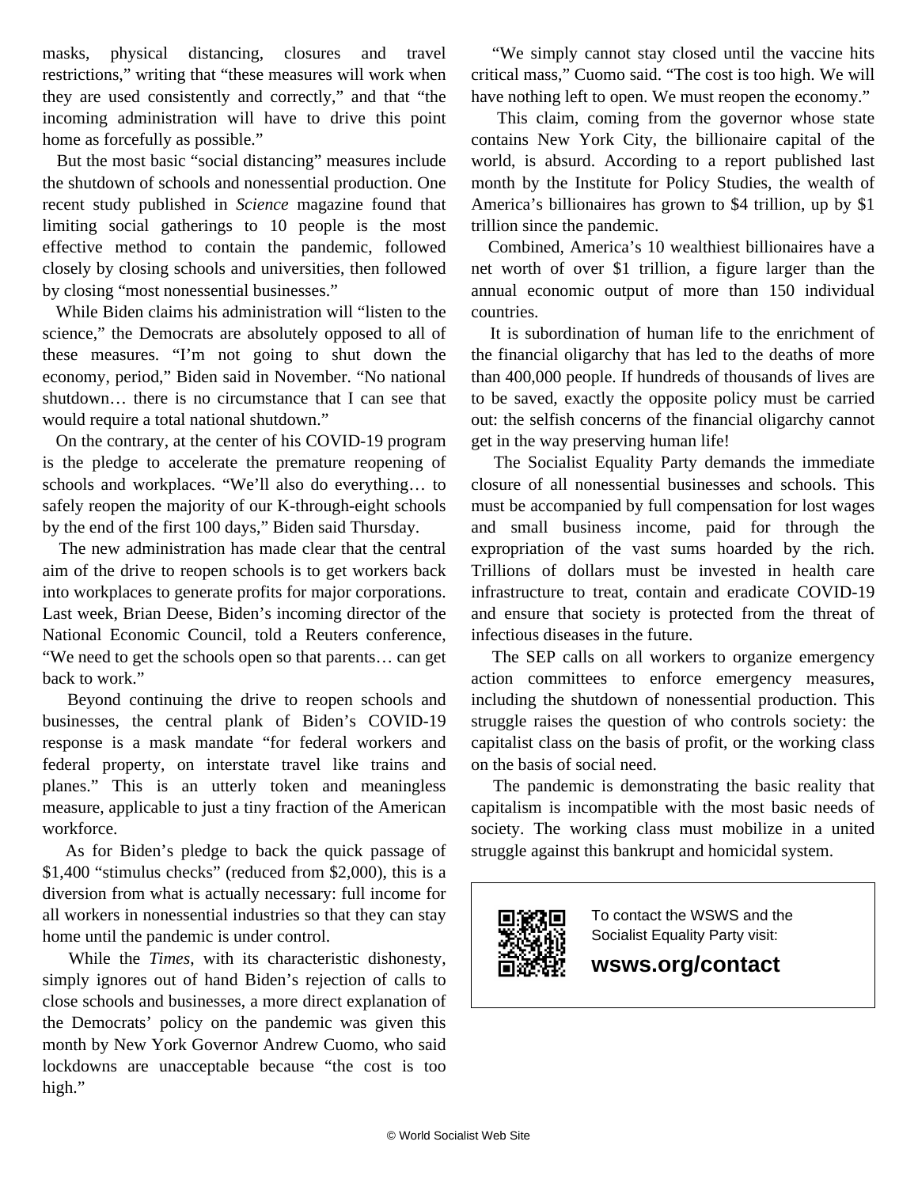masks, physical distancing, closures and travel restrictions," writing that "these measures will work when they are used consistently and correctly," and that "the incoming administration will have to drive this point home as forcefully as possible."

But the most basic "social distancing" measures include the shutdown of schools and nonessential production. One recent study published in *Science* magazine found that limiting social gatherings to 10 people is the most effective method to contain the pandemic, followed closely by closing schools and universities, then followed by closing "most nonessential businesses."

While Biden claims his administration will "listen to the science," the Democrats are absolutely opposed to all of these measures. "I'm not going to shut down the economy, period," Biden said in November. "No national shutdown… there is no circumstance that I can see that would require a total national shutdown."

On the contrary, at the center of his COVID-19 program is the pledge to accelerate the premature reopening of schools and workplaces. "We'll also do everything… to safely reopen the majority of our K-through-eight schools by the end of the first 100 days," Biden said Thursday.

The new administration has made clear that the central aim of the drive to reopen schools is to get workers back into workplaces to generate profits for major corporations. Last week, Brian Deese, Biden's incoming director of the National Economic Council, told a Reuters conference, "We need to get the schools open so that parents… can get back to work."

Beyond continuing the drive to reopen schools and businesses, the central plank of Biden's COVID-19 response is a mask mandate "for federal workers and federal property, on interstate travel like trains and planes." This is an utterly token and meaningless measure, applicable to just a tiny fraction of the American workforce.

As for Biden's pledge to back the quick passage of $1,400 "stimulus checks" (reduced from $2,000), this is a diversion from what is actually necessary: full income for all workers in nonessential industries so that they can stay home until the pandemic is under control.

While the *Times*, with its characteristic dishonesty, simply ignores out of hand Biden's rejection of calls to close schools and businesses, a more direct explanation of the Democrats' policy on the pandemic was given this month by New York Governor Andrew Cuomo, who said lockdowns are unacceptable because "the cost is too high."

"We simply cannot stay closed until the vaccine hits critical mass," Cuomo said. "The cost is too high. We will have nothing left to open. We must reopen the economy."

This claim, coming from the governor whose state contains New York City, the billionaire capital of the world, is absurd. According to a report published last month by the Institute for Policy Studies, the wealth of America's billionaires has grown to $4 trillion, up by $1 trillion since the pandemic.

Combined, America's 10 wealthiest billionaires have a net worth of over $1 trillion, a figure larger than the annual economic output of more than 150 individual countries.

It is subordination of human life to the enrichment of the financial oligarchy that has led to the deaths of more than 400,000 people. If hundreds of thousands of lives are to be saved, exactly the opposite policy must be carried out: the selfish concerns of the financial oligarchy cannot get in the way preserving human life!

The Socialist Equality Party demands the immediate closure of all nonessential businesses and schools. This must be accompanied by full compensation for lost wages and small business income, paid for through the expropriation of the vast sums hoarded by the rich. Trillions of dollars must be invested in health care infrastructure to treat, contain and eradicate COVID-19 and ensure that society is protected from the threat of infectious diseases in the future.

The SEP calls on all workers to organize emergency action committees to enforce emergency measures, including the shutdown of nonessential production. This struggle raises the question of who controls society: the capitalist class on the basis of profit, or the working class on the basis of social need.

The pandemic is demonstrating the basic reality that capitalism is incompatible with the most basic needs of society. The working class must mobilize in a united struggle against this bankrupt and homicidal system.

To contact the WSWS and the Socialist Equality Party visit:

**wsws.org/contact**